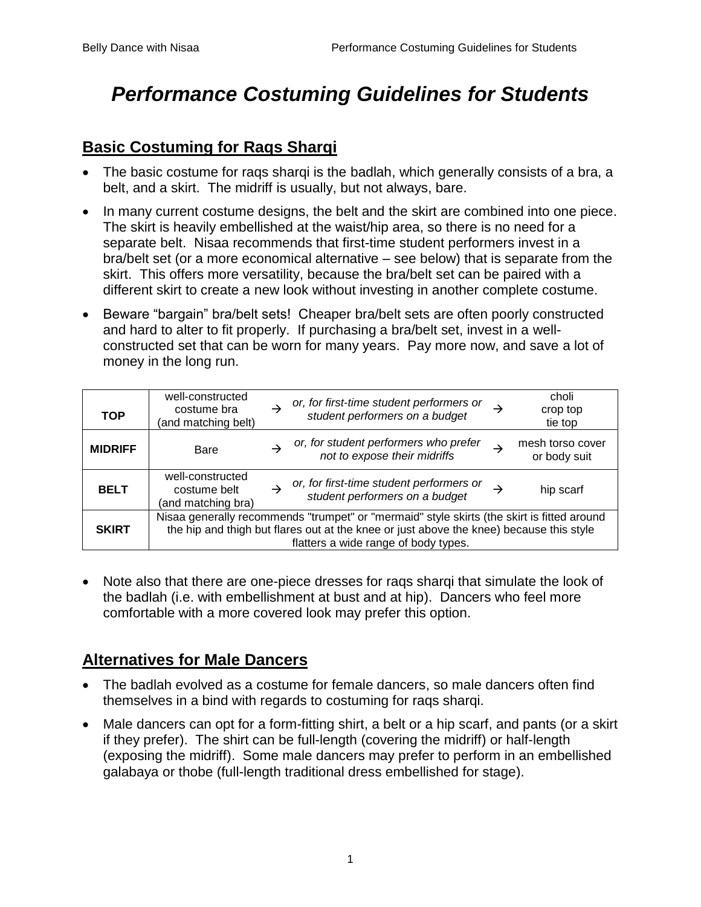# *Performance Costuming Guidelines for Students*

## Basic Costuming for Raqs Sharqi

- The basic costume for raqs sharqi is the badlah, which generally consists of a bra, a belt, and a skirt. The midriff is usually, but not always, bare.
- In many current costume designs, the belt and the skirt are combined into one piece. The skirt is heavily embellished at the waist/hip area, so there is no need for a separate belt. Nisaa recommends that first-time student performers invest in a bra/belt set (or a more economical alternative – see below) that is separate from the skirt. This offers more versatility, because the bra/belt set can be paired with a different skirt to create a new look without investing in another complete costume.
- Beware "bargain" bra/belt sets! Cheaper bra/belt sets are often poorly constructed and hard to alter to fit properly. If purchasing a bra/belt set, invest in a well-constructed set that can be worn for many years. Pay more now, and save a lot of money in the long run.

| | | | | | |
|---|---|---|---|---|---|
| **TOP** | well-constructed costume bra (and matching belt) | → | *or, for first-time student performers or student performers on a budget* | → | choli crop top tie top |
| **MIDRIFF** | Bare | → | *or, for student performers who prefer not to expose their midriffs* | → | mesh torso cover or body suit |
| **BELT** | well-constructed costume belt (and matching bra) | → | *or, for first-time student performers or student performers on a budget* | → | hip scarf |
| **SKIRT** | Nisaa generally recommends "trumpet" or "mermaid" style skirts (the skirt is fitted around the hip and thigh but flares out at the knee or just above the knee) because this style flatters a wide range of body types. | | | | |

- Note also that there are one-piece dresses for raqs sharqi that simulate the look of the badlah (i.e. with embellishment at bust and at hip). Dancers who feel more comfortable with a more covered look may prefer this option.

## Alternatives for Male Dancers

- The badlah evolved as a costume for female dancers, so male dancers often find themselves in a bind with regards to costuming for raqs sharqi.
- Male dancers can opt for a form-fitting shirt, a belt or a hip scarf, and pants (or a skirt if they prefer). The shirt can be full-length (covering the midriff) or half-length (exposing the midriff). Some male dancers may prefer to perform in an embellished galabaya or thobe (full-length traditional dress embellished for stage).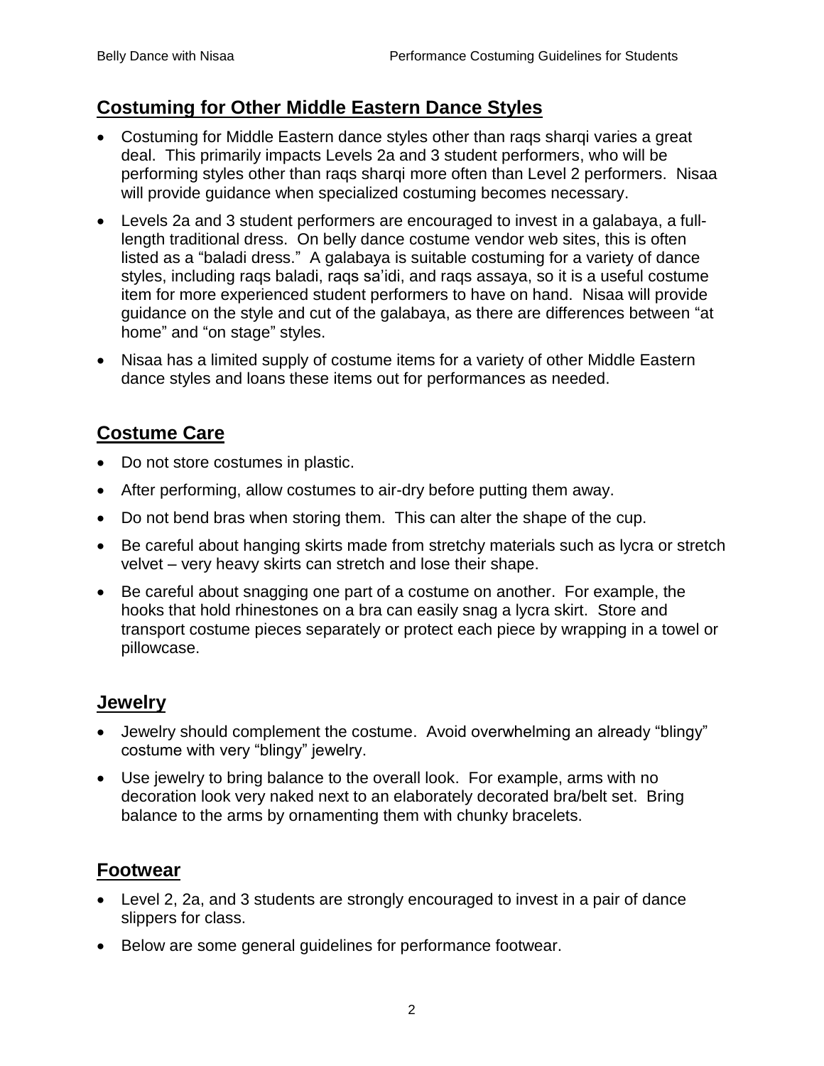## Costuming for Other Middle Eastern Dance Styles

- Costuming for Middle Eastern dance styles other than raqs sharqi varies a great deal. This primarily impacts Levels 2a and 3 student performers, who will be performing styles other than raqs sharqi more often than Level 2 performers. Nisaa will provide guidance when specialized costuming becomes necessary.
- Levels 2a and 3 student performers are encouraged to invest in a galabaya, a full-length traditional dress. On belly dance costume vendor web sites, this is often listed as a "baladi dress." A galabaya is suitable costuming for a variety of dance styles, including raqs baladi, raqs sa'idi, and raqs assaya, so it is a useful costume item for more experienced student performers to have on hand. Nisaa will provide guidance on the style and cut of the galabaya, as there are differences between "at home" and "on stage" styles.
- Nisaa has a limited supply of costume items for a variety of other Middle Eastern dance styles and loans these items out for performances as needed.

## Costume Care

- Do not store costumes in plastic.
- After performing, allow costumes to air-dry before putting them away.
- Do not bend bras when storing them. This can alter the shape of the cup.
- Be careful about hanging skirts made from stretchy materials such as lycra or stretch velvet – very heavy skirts can stretch and lose their shape.
- Be careful about snagging one part of a costume on another. For example, the hooks that hold rhinestones on a bra can easily snag a lycra skirt. Store and transport costume pieces separately or protect each piece by wrapping in a towel or pillowcase.

## Jewelry

- Jewelry should complement the costume. Avoid overwhelming an already "blingy" costume with very "blingy" jewelry.
- Use jewelry to bring balance to the overall look. For example, arms with no decoration look very naked next to an elaborately decorated bra/belt set. Bring balance to the arms by ornamenting them with chunky bracelets.

## Footwear

- Level 2, 2a, and 3 students are strongly encouraged to invest in a pair of dance slippers for class.
- Below are some general guidelines for performance footwear.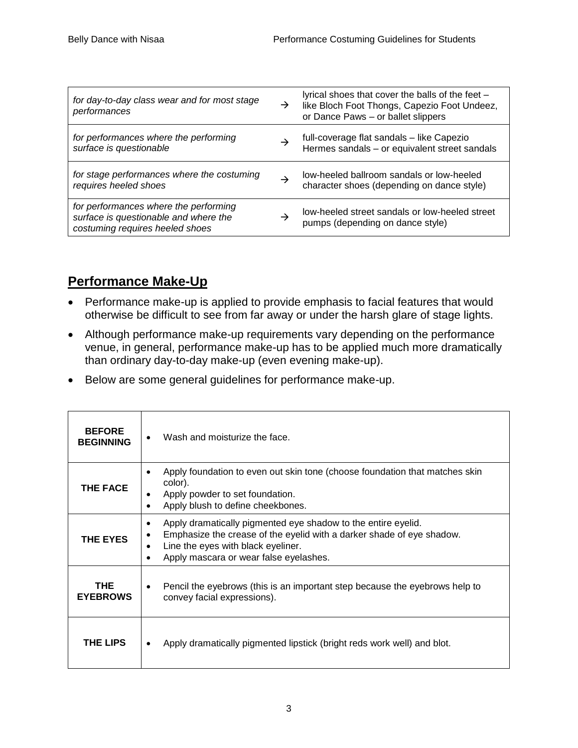| | | |
|---|---|---|
| *for day-to-day class wear and for most stage performances* | → | lyrical shoes that cover the balls of the feet – like Bloch Foot Thongs, Capezio Foot Undeez, or Dance Paws – or ballet slippers |
| *for performances where the performing surface is questionable* | → | full-coverage flat sandals – like Capezio Hermes sandals – or equivalent street sandals |
| *for stage performances where the costuming requires heeled shoes* | → | low-heeled ballroom sandals or low-heeled character shoes (depending on dance style) |
| *for performances where the performing surface is questionable and where the costuming requires heeled shoes* | → | low-heeled street sandals or low-heeled street pumps (depending on dance style) |

## Performance Make-Up

- Performance make-up is applied to provide emphasis to facial features that would otherwise be difficult to see from far away or under the harsh glare of stage lights.
- Although performance make-up requirements vary depending on the performance venue, in general, performance make-up has to be applied much more dramatically than ordinary day-to-day make-up (even evening make-up).
- Below are some general guidelines for performance make-up.

| | |
|---|---|
| **BEFORE BEGINNING** | • Wash and moisturize the face. |
| **THE FACE** | • Apply foundation to even out skin tone (choose foundation that matches skin color).<br>• Apply powder to set foundation.<br>• Apply blush to define cheekbones. |
| **THE EYES** | • Apply dramatically pigmented eye shadow to the entire eyelid.<br>• Emphasize the crease of the eyelid with a darker shade of eye shadow.<br>• Line the eyes with black eyeliner.<br>• Apply mascara or wear false eyelashes. |
| **THE EYEBROWS** | • Pencil the eyebrows (this is an important step because the eyebrows help to convey facial expressions). |
| **THE LIPS** | • Apply dramatically pigmented lipstick (bright reds work well) and blot. |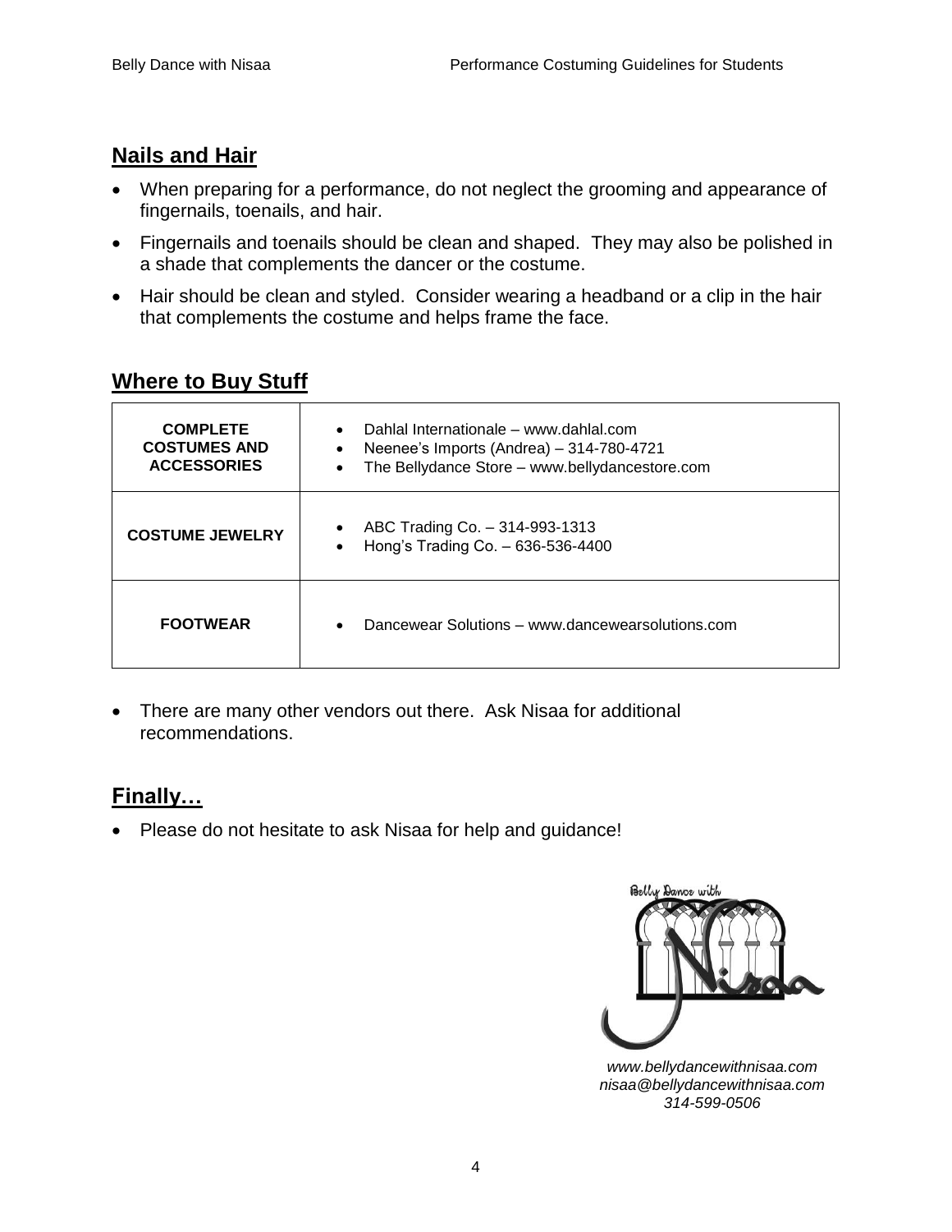## Nails and Hair

- When preparing for a performance, do not neglect the grooming and appearance of fingernails, toenails, and hair.
- Fingernails and toenails should be clean and shaped. They may also be polished in a shade that complements the dancer or the costume.
- Hair should be clean and styled. Consider wearing a headband or a clip in the hair that complements the costume and helps frame the face.

## Where to Buy Stuff

| | |
|---|---|
| **COMPLETE COSTUMES AND ACCESSORIES** | • Dahlal Internationale – www.dahlal.com<br>• Neenee's Imports (Andrea) – 314-780-4721<br>• The Bellydance Store – www.bellydancestore.com |
| **COSTUME JEWELRY** | • ABC Trading Co. – 314-993-1313<br>• Hong's Trading Co. – 636-536-4400 |
| **FOOTWEAR** | • Dancewear Solutions – www.dancewearsolutions.com |

- There are many other vendors out there. Ask Nisaa for additional recommendations.

## Finally…

- Please do not hesitate to ask Nisaa for help and guidance!

Belly Dance with Nisaa

*www.bellydancewithnisaa.com*
*nisaa@bellydancewithnisaa.com*
*314-599-0506*